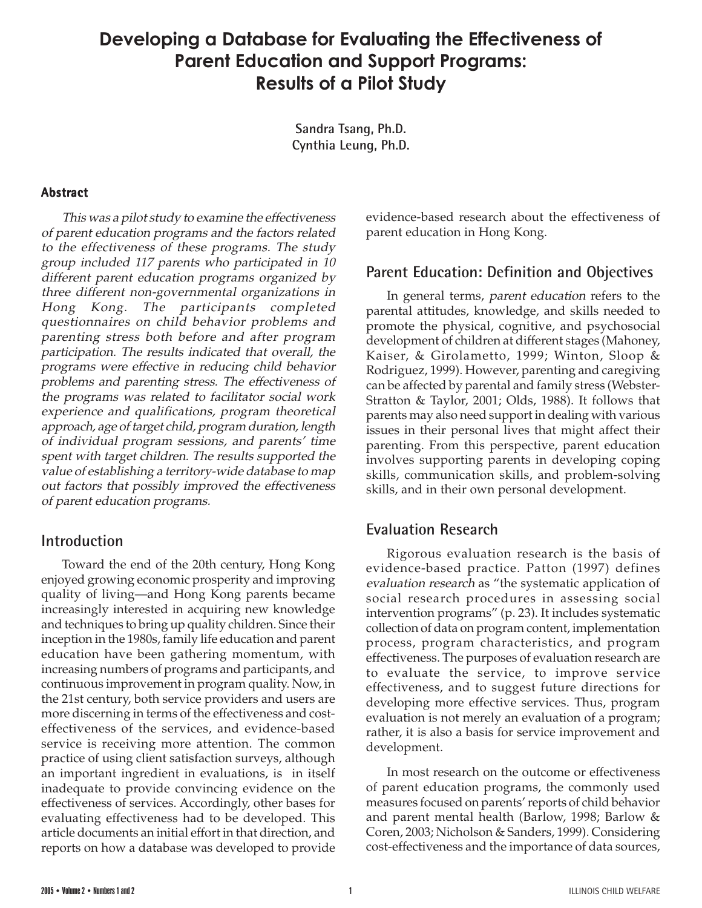# Developing a Database for Evaluating the Effectiveness of Parent Education and Support Programs: Results of a Pilot Study

**Sandra Tsang, Ph.D.**
**Cynthia Leung, Ph.D.**

### Abstract

*This was a pilot study to examine the effectiveness of parent education programs and the factors related to the effectiveness of these programs. The study group included 117 parents who participated in 10 different parent education programs organized by three different non-governmental organizations in Hong Kong. The participants completed questionnaires on child behavior problems and parenting stress both before and after program participation. The results indicated that overall, the programs were effective in reducing child behavior problems and parenting stress. The effectiveness of the programs was related to facilitator social work experience and qualifications, program theoretical approach, age of target child, program duration, length of individual program sessions, and parents' time spent with target children. The results supported the value of establishing a territory-wide database to map out factors that possibly improved the effectiveness of parent education programs.*

## Introduction

Toward the end of the 20th century, Hong Kong enjoyed growing economic prosperity and improving quality of living—and Hong Kong parents became increasingly interested in acquiring new knowledge and techniques to bring up quality children. Since their inception in the 1980s, family life education and parent education have been gathering momentum, with increasing numbers of programs and participants, and continuous improvement in program quality. Now, in the 21st century, both service providers and users are more discerning in terms of the effectiveness and cost-effectiveness of the services, and evidence-based service is receiving more attention. The common practice of using client satisfaction surveys, although an important ingredient in evaluations, is in itself inadequate to provide convincing evidence on the effectiveness of services. Accordingly, other bases for evaluating effectiveness had to be developed. This article documents an initial effort in that direction, and reports on how a database was developed to provide evidence-based research about the effectiveness of parent education in Hong Kong.

## Parent Education: Definition and Objectives

In general terms, *parent education* refers to the parental attitudes, knowledge, and skills needed to promote the physical, cognitive, and psychosocial development of children at different stages (Mahoney, Kaiser, & Girolametto, 1999; Winton, Sloop & Rodriguez, 1999). However, parenting and caregiving can be affected by parental and family stress (Webster-Stratton & Taylor, 2001; Olds, 1988). It follows that parents may also need support in dealing with various issues in their personal lives that might affect their parenting. From this perspective, parent education involves supporting parents in developing coping skills, communication skills, and problem-solving skills, and in their own personal development.

## Evaluation Research

Rigorous evaluation research is the basis of evidence-based practice. Patton (1997) defines *evaluation research* as "the systematic application of social research procedures in assessing social intervention programs" (p. 23). It includes systematic collection of data on program content, implementation process, program characteristics, and program effectiveness. The purposes of evaluation research are to evaluate the service, to improve service effectiveness, and to suggest future directions for developing more effective services. Thus, program evaluation is not merely an evaluation of a program; rather, it is also a basis for service improvement and development.

In most research on the outcome or effectiveness of parent education programs, the commonly used measures focused on parents' reports of child behavior and parent mental health (Barlow, 1998; Barlow & Coren, 2003; Nicholson & Sanders, 1999). Considering cost-effectiveness and the importance of data sources,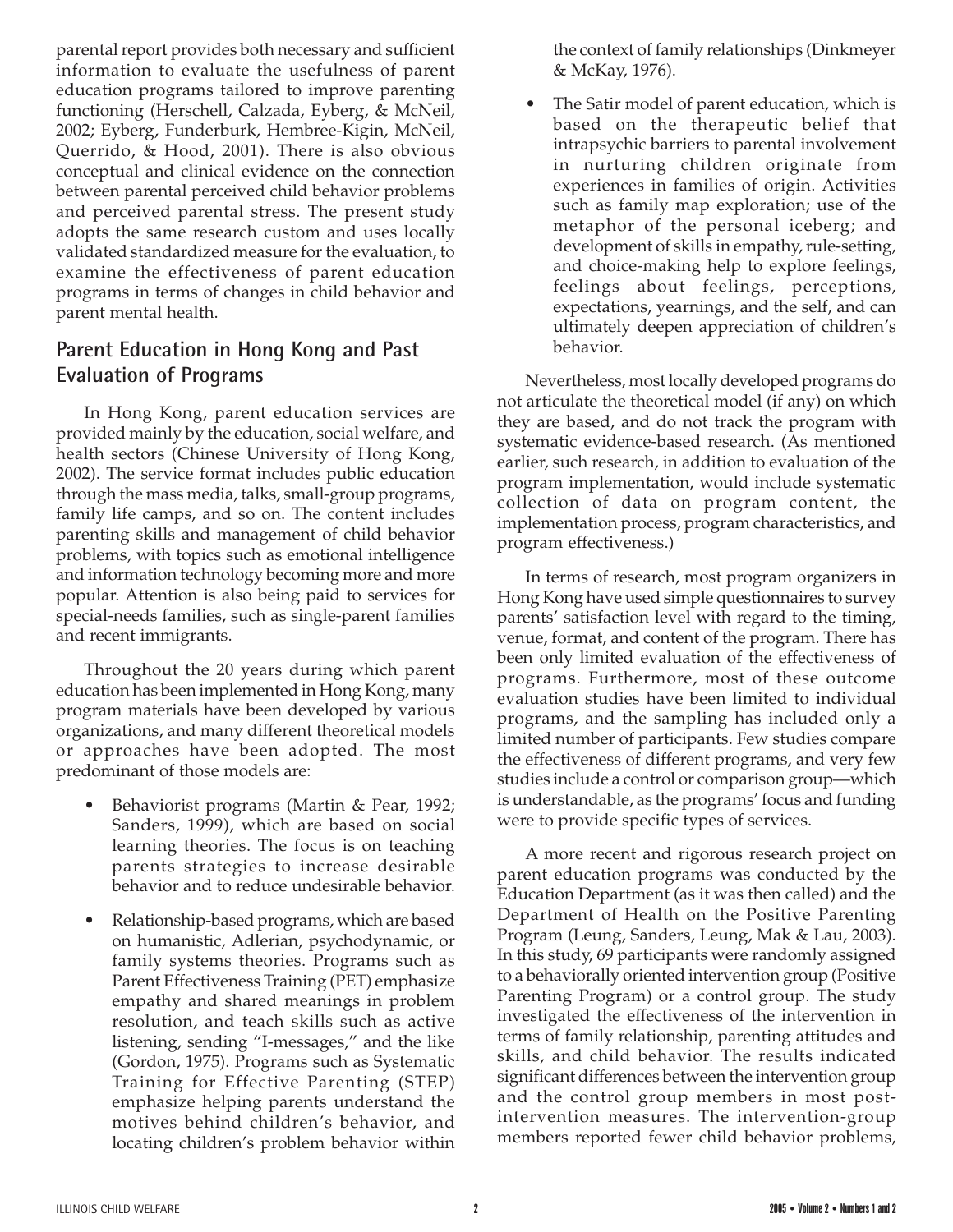parental report provides both necessary and sufficient information to evaluate the usefulness of parent education programs tailored to improve parenting functioning (Herschell, Calzada, Eyberg, & McNeil, 2002; Eyberg, Funderburk, Hembree-Kigin, McNeil, Querrido, & Hood, 2001). There is also obvious conceptual and clinical evidence on the connection between parental perceived child behavior problems and perceived parental stress. The present study adopts the same research custom and uses locally validated standardized measure for the evaluation, to examine the effectiveness of parent education programs in terms of changes in child behavior and parent mental health.

## Parent Education in Hong Kong and Past Evaluation of Programs

In Hong Kong, parent education services are provided mainly by the education, social welfare, and health sectors (Chinese University of Hong Kong, 2002). The service format includes public education through the mass media, talks, small-group programs, family life camps, and so on. The content includes parenting skills and management of child behavior problems, with topics such as emotional intelligence and information technology becoming more and more popular. Attention is also being paid to services for special-needs families, such as single-parent families and recent immigrants.

Throughout the 20 years during which parent education has been implemented in Hong Kong, many program materials have been developed by various organizations, and many different theoretical models or approaches have been adopted. The most predominant of those models are:

- Behaviorist programs (Martin & Pear, 1992; Sanders, 1999), which are based on social learning theories. The focus is on teaching parents strategies to increase desirable behavior and to reduce undesirable behavior.
- Relationship-based programs, which are based on humanistic, Adlerian, psychodynamic, or family systems theories. Programs such as Parent Effectiveness Training (PET) emphasize empathy and shared meanings in problem resolution, and teach skills such as active listening, sending "I-messages," and the like (Gordon, 1975). Programs such as Systematic Training for Effective Parenting (STEP) emphasize helping parents understand the motives behind children's behavior, and locating children's problem behavior within the context of family relationships (Dinkmeyer & McKay, 1976).
- The Satir model of parent education, which is based on the therapeutic belief that intrapsychic barriers to parental involvement in nurturing children originate from experiences in families of origin. Activities such as family map exploration; use of the metaphor of the personal iceberg; and development of skills in empathy, rule-setting, and choice-making help to explore feelings, feelings about feelings, perceptions, expectations, yearnings, and the self, and can ultimately deepen appreciation of children's behavior.

Nevertheless, most locally developed programs do not articulate the theoretical model (if any) on which they are based, and do not track the program with systematic evidence-based research. (As mentioned earlier, such research, in addition to evaluation of the program implementation, would include systematic collection of data on program content, the implementation process, program characteristics, and program effectiveness.)

In terms of research, most program organizers in Hong Kong have used simple questionnaires to survey parents' satisfaction level with regard to the timing, venue, format, and content of the program. There has been only limited evaluation of the effectiveness of programs. Furthermore, most of these outcome evaluation studies have been limited to individual programs, and the sampling has included only a limited number of participants. Few studies compare the effectiveness of different programs, and very few studies include a control or comparison group—which is understandable, as the programs' focus and funding were to provide specific types of services.

A more recent and rigorous research project on parent education programs was conducted by the Education Department (as it was then called) and the Department of Health on the Positive Parenting Program (Leung, Sanders, Leung, Mak & Lau, 2003). In this study, 69 participants were randomly assigned to a behaviorally oriented intervention group (Positive Parenting Program) or a control group. The study investigated the effectiveness of the intervention in terms of family relationship, parenting attitudes and skills, and child behavior. The results indicated significant differences between the intervention group and the control group members in most post-intervention measures. The intervention-group members reported fewer child behavior problems,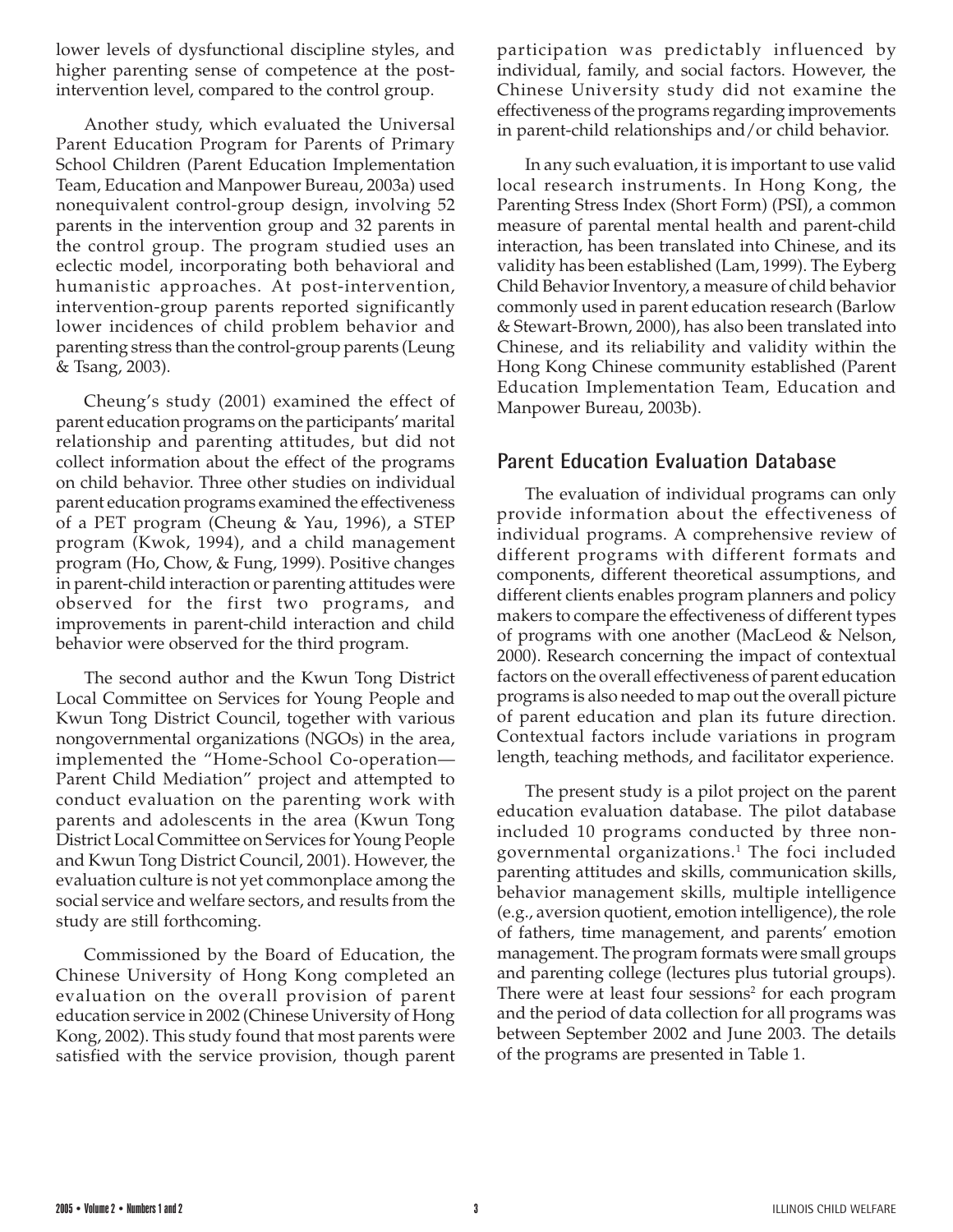lower levels of dysfunctional discipline styles, and higher parenting sense of competence at the post-intervention level, compared to the control group.

Another study, which evaluated the Universal Parent Education Program for Parents of Primary School Children (Parent Education Implementation Team, Education and Manpower Bureau, 2003a) used nonequivalent control-group design, involving 52 parents in the intervention group and 32 parents in the control group. The program studied uses an eclectic model, incorporating both behavioral and humanistic approaches. At post-intervention, intervention-group parents reported significantly lower incidences of child problem behavior and parenting stress than the control-group parents (Leung & Tsang, 2003).

Cheung's study (2001) examined the effect of parent education programs on the participants' marital relationship and parenting attitudes, but did not collect information about the effect of the programs on child behavior. Three other studies on individual parent education programs examined the effectiveness of a PET program (Cheung & Yau, 1996), a STEP program (Kwok, 1994), and a child management program (Ho, Chow, & Fung, 1999). Positive changes in parent-child interaction or parenting attitudes were observed for the first two programs, and improvements in parent-child interaction and child behavior were observed for the third program.

The second author and the Kwun Tong District Local Committee on Services for Young People and Kwun Tong District Council, together with various nongovernmental organizations (NGOs) in the area, implemented the "Home-School Co-operation—Parent Child Mediation" project and attempted to conduct evaluation on the parenting work with parents and adolescents in the area (Kwun Tong District Local Committee on Services for Young People and Kwun Tong District Council, 2001). However, the evaluation culture is not yet commonplace among the social service and welfare sectors, and results from the study are still forthcoming.

Commissioned by the Board of Education, the Chinese University of Hong Kong completed an evaluation on the overall provision of parent education service in 2002 (Chinese University of Hong Kong, 2002). This study found that most parents were satisfied with the service provision, though parent participation was predictably influenced by individual, family, and social factors. However, the Chinese University study did not examine the effectiveness of the programs regarding improvements in parent-child relationships and/or child behavior.

In any such evaluation, it is important to use valid local research instruments. In Hong Kong, the Parenting Stress Index (Short Form) (PSI), a common measure of parental mental health and parent-child interaction, has been translated into Chinese, and its validity has been established (Lam, 1999). The Eyberg Child Behavior Inventory, a measure of child behavior commonly used in parent education research (Barlow & Stewart-Brown, 2000), has also been translated into Chinese, and its reliability and validity within the Hong Kong Chinese community established (Parent Education Implementation Team, Education and Manpower Bureau, 2003b).

## Parent Education Evaluation Database

The evaluation of individual programs can only provide information about the effectiveness of individual programs. A comprehensive review of different programs with different formats and components, different theoretical assumptions, and different clients enables program planners and policy makers to compare the effectiveness of different types of programs with one another (MacLeod & Nelson, 2000). Research concerning the impact of contextual factors on the overall effectiveness of parent education programs is also needed to map out the overall picture of parent education and plan its future direction. Contextual factors include variations in program length, teaching methods, and facilitator experience.

The present study is a pilot project on the parent education evaluation database. The pilot database included 10 programs conducted by three non-governmental organizations.[1] The foci included parenting attitudes and skills, communication skills, behavior management skills, multiple intelligence (e.g., aversion quotient, emotion intelligence), the role of fathers, time management, and parents' emotion management. The program formats were small groups and parenting college (lectures plus tutorial groups). There were at least four sessions[2] for each program and the period of data collection for all programs was between September 2002 and June 2003. The details of the programs are presented in Table 1.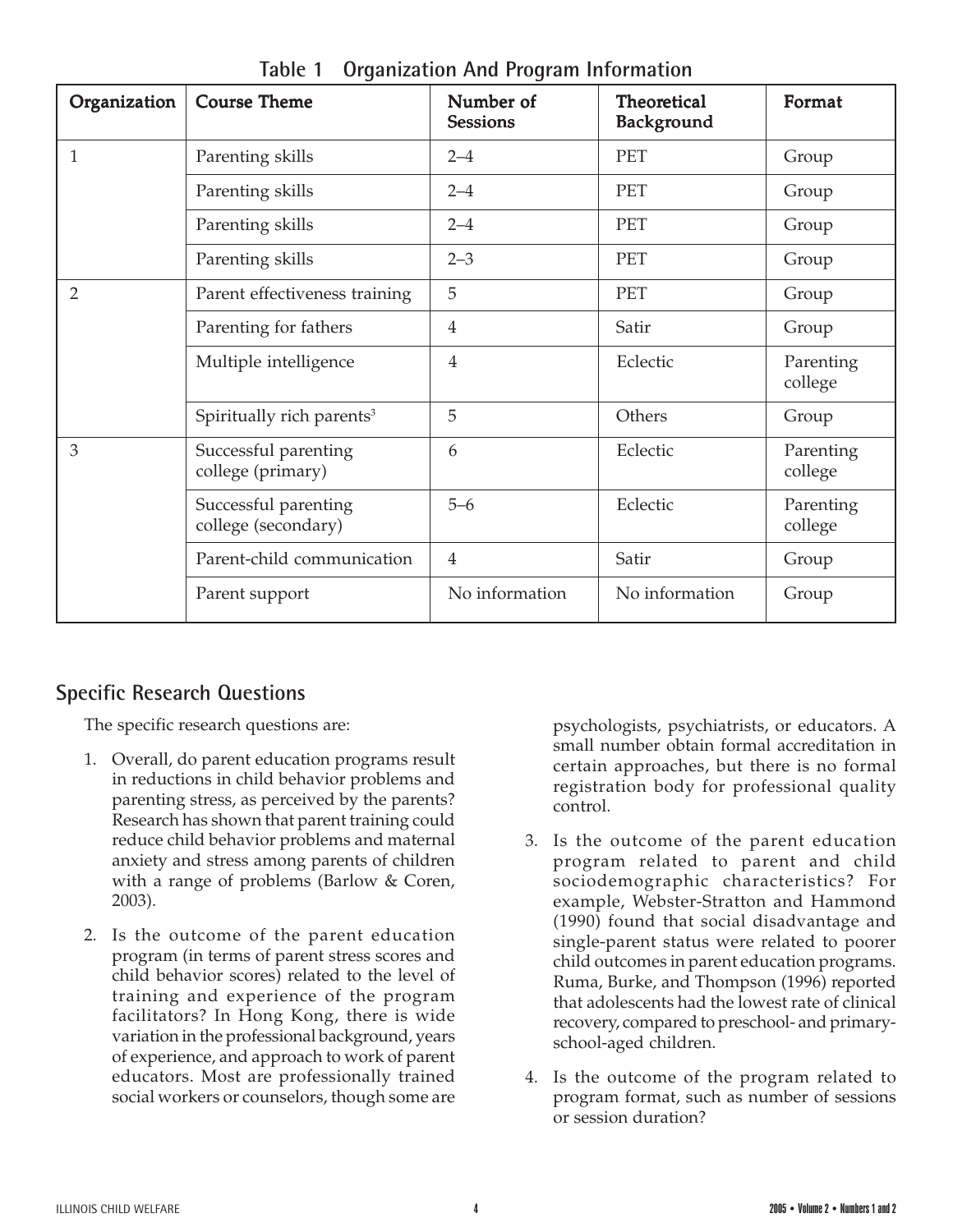**Table 1 Organization And Program Information**

| Organization | Course Theme | Number of Sessions | Theoretical Background | Format |
|---|---|---|---|---|
| 1 | Parenting skills | 2–4 | PET | Group |
| | Parenting skills | 2–4 | PET | Group |
| | Parenting skills | 2–4 | PET | Group |
| | Parenting skills | 2–3 | PET | Group |
| 2 | Parent effectiveness training | 5 | PET | Group |
| | Parenting for fathers | 4 | Satir | Group |
| | Multiple intelligence | 4 | Eclectic | Parenting college |
| | Spiritually rich parents[3] | 5 | Others | Group |
| 3 | Successful parenting college (primary) | 6 | Eclectic | Parenting college |
| | Successful parenting college (secondary) | 5–6 | Eclectic | Parenting college |
| | Parent-child communication | 4 | Satir | Group |
| | Parent support | No information | No information | Group |

## Specific Research Questions

The specific research questions are:

1. Overall, do parent education programs result in reductions in child behavior problems and parenting stress, as perceived by the parents? Research has shown that parent training could reduce child behavior problems and maternal anxiety and stress among parents of children with a range of problems (Barlow & Coren, 2003).

2. Is the outcome of the parent education program (in terms of parent stress scores and child behavior scores) related to the level of training and experience of the program facilitators? In Hong Kong, there is wide variation in the professional background, years of experience, and approach to work of parent educators. Most are professionally trained social workers or counselors, though some are psychologists, psychiatrists, or educators. A small number obtain formal accreditation in certain approaches, but there is no formal registration body for professional quality control.

3. Is the outcome of the parent education program related to parent and child sociodemographic characteristics? For example, Webster-Stratton and Hammond (1990) found that social disadvantage and single-parent status were related to poorer child outcomes in parent education programs. Ruma, Burke, and Thompson (1996) reported that adolescents had the lowest rate of clinical recovery, compared to preschool- and primary-school-aged children.

4. Is the outcome of the program related to program format, such as number of sessions or session duration?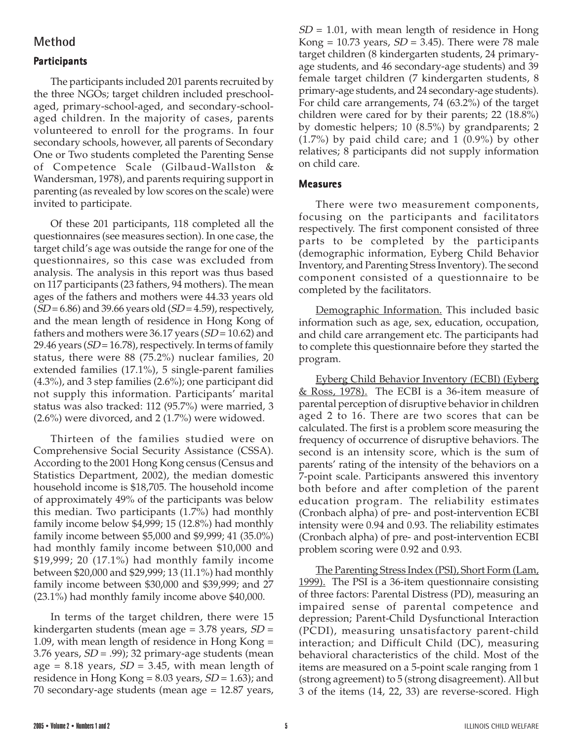## Method

### Participants

The participants included 201 parents recruited by the three NGOs; target children included preschool-aged, primary-school-aged, and secondary-school-aged children. In the majority of cases, parents volunteered to enroll for the programs. In four secondary schools, however, all parents of Secondary One or Two students completed the Parenting Sense of Competence Scale (Gilbaud-Wallston & Wandersman, 1978), and parents requiring support in parenting (as revealed by low scores on the scale) were invited to participate.

Of these 201 participants, 118 completed all the questionnaires (see measures section). In one case, the target child's age was outside the range for one of the questionnaires, so this case was excluded from analysis. The analysis in this report was thus based on 117 participants (23 fathers, 94 mothers). The mean ages of the fathers and mothers were 44.33 years old (*SD* = 6.86) and 39.66 years old (*SD* = 4.59), respectively, and the mean length of residence in Hong Kong of fathers and mothers were 36.17 years (*SD* = 10.62) and 29.46 years (*SD* = 16.78), respectively. In terms of family status, there were 88 (75.2%) nuclear families, 20 extended families (17.1%), 5 single-parent families (4.3%), and 3 step families (2.6%); one participant did not supply this information. Participants' marital status was also tracked: 112 (95.7%) were married, 3 (2.6%) were divorced, and 2 (1.7%) were widowed.

Thirteen of the families studied were on Comprehensive Social Security Assistance (CSSA). According to the 2001 Hong Kong census (Census and Statistics Department, 2002), the median domestic household income is $18,705. The household income of approximately 49% of the participants was below this median. Two participants (1.7%) had monthly family income below $4,999; 15 (12.8%) had monthly family income between $5,000 and $9,999; 41 (35.0%) had monthly family income between $10,000 and $19,999; 20 (17.1%) had monthly family income between $20,000 and $29,999; 13 (11.1%) had monthly family income between $30,000 and $39,999; and 27 (23.1%) had monthly family income above $40,000.

In terms of the target children, there were 15 kindergarten students (mean age = 3.78 years, *SD* = 1.09, with mean length of residence in Hong Kong = 3.76 years, *SD* = .99); 32 primary-age students (mean age = 8.18 years, *SD* = 3.45, with mean length of residence in Hong Kong = 8.03 years, *SD* = 1.63); and 70 secondary-age students (mean age = 12.87 years, *SD* = 1.01, with mean length of residence in Hong Kong = 10.73 years, *SD* = 3.45). There were 78 male target children (8 kindergarten students, 24 primary-age students, and 46 secondary-age students) and 39 female target children (7 kindergarten students, 8 primary-age students, and 24 secondary-age students). For child care arrangements, 74 (63.2%) of the target children were cared for by their parents; 22 (18.8%) by domestic helpers; 10 (8.5%) by grandparents; 2 (1.7%) by paid child care; and 1 (0.9%) by other relatives; 8 participants did not supply information on child care.

### Measures

There were two measurement components, focusing on the participants and facilitators respectively. The first component consisted of three parts to be completed by the participants (demographic information, Eyberg Child Behavior Inventory, and Parenting Stress Inventory). The second component consisted of a questionnaire to be completed by the facilitators.

Demographic Information. This included basic information such as age, sex, education, occupation, and child care arrangement etc. The participants had to complete this questionnaire before they started the program.

Eyberg Child Behavior Inventory (ECBI) (Eyberg & Ross, 1978). The ECBI is a 36-item measure of parental perception of disruptive behavior in children aged 2 to 16. There are two scores that can be calculated. The first is a problem score measuring the frequency of occurrence of disruptive behaviors. The second is an intensity score, which is the sum of parents' rating of the intensity of the behaviors on a 7-point scale. Participants answered this inventory both before and after completion of the parent education program. The reliability estimates (Cronbach alpha) of pre- and post-intervention ECBI intensity were 0.94 and 0.93. The reliability estimates (Cronbach alpha) of pre- and post-intervention ECBI problem scoring were 0.92 and 0.93.

The Parenting Stress Index (PSI), Short Form (Lam, 1999). The PSI is a 36-item questionnaire consisting of three factors: Parental Distress (PD), measuring an impaired sense of parental competence and depression; Parent-Child Dysfunctional Interaction (PCDI), measuring unsatisfactory parent-child interaction; and Difficult Child (DC), measuring behavioral characteristics of the child. Most of the items are measured on a 5-point scale ranging from 1 (strong agreement) to 5 (strong disagreement). All but 3 of the items (14, 22, 33) are reverse-scored. High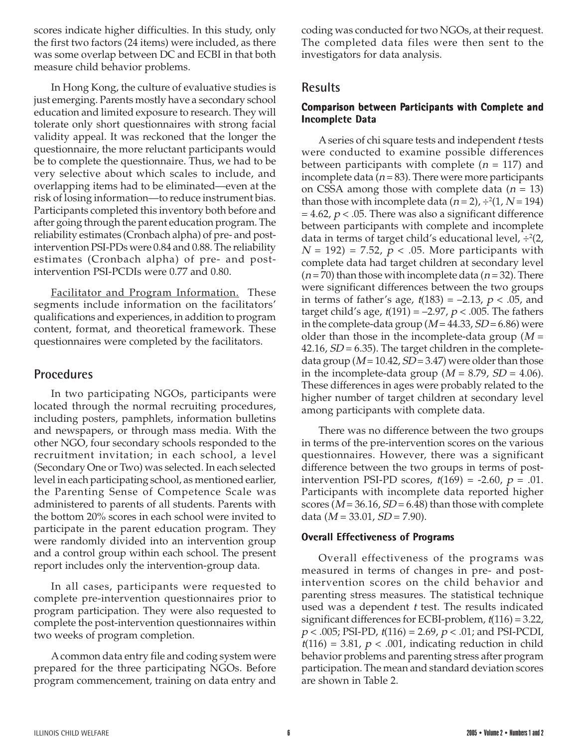scores indicate higher difficulties. In this study, only the first two factors (24 items) were included, as there was some overlap between DC and ECBI in that both measure child behavior problems.

In Hong Kong, the culture of evaluative studies is just emerging. Parents mostly have a secondary school education and limited exposure to research. They will tolerate only short questionnaires with strong facial validity appeal. It was reckoned that the longer the questionnaire, the more reluctant participants would be to complete the questionnaire. Thus, we had to be very selective about which scales to include, and overlapping items had to be eliminated—even at the risk of losing information—to reduce instrument bias. Participants completed this inventory both before and after going through the parent education program. The reliability estimates (Cronbach alpha) of pre- and post-intervention PSI-PDs were 0.84 and 0.88. The reliability estimates (Cronbach alpha) of pre- and post-intervention PSI-PCDIs were 0.77 and 0.80.

Facilitator and Program Information. These segments include information on the facilitators' qualifications and experiences, in addition to program content, format, and theoretical framework. These questionnaires were completed by the facilitators.

## Procedures

In two participating NGOs, participants were located through the normal recruiting procedures, including posters, pamphlets, information bulletins and newspapers, or through mass media. With the other NGO, four secondary schools responded to the recruitment invitation; in each school, a level (Secondary One or Two) was selected. In each selected level in each participating school, as mentioned earlier, the Parenting Sense of Competence Scale was administered to parents of all students. Parents with the bottom 20% scores in each school were invited to participate in the parent education program. They were randomly divided into an intervention group and a control group within each school. The present report includes only the intervention-group data.

In all cases, participants were requested to complete pre-intervention questionnaires prior to program participation. They were also requested to complete the post-intervention questionnaires within two weeks of program completion.

A common data entry file and coding system were prepared for the three participating NGOs. Before program commencement, training on data entry and coding was conducted for two NGOs, at their request. The completed data files were then sent to the investigators for data analysis.

## Results

### Comparison between Participants with Complete and Incomplete Data

A series of chi square tests and independent *t* tests were conducted to examine possible differences between participants with complete ($n = 117$) and incomplete data ($n = 83$). There were more participants on CSSA among those with complete data ($n = 13$) than those with incomplete data ($n = 2$), $\chi^2(1, N = 194) = 4.62$, $p < .05$. There was also a significant difference between participants with complete and incomplete data in terms of target child's educational level, $\chi^2(2, N = 192) = 7.52$, $p < .05$. More participants with complete data had target children at secondary level ($n = 70$) than those with incomplete data ($n = 32$). There were significant differences between the two groups in terms of father's age, $t(183) = -2.13$, $p < .05$, and target child's age, $t(191) = -2.97$, $p < .005$. The fathers in the complete-data group ($M = 44.33$, $SD = 6.86$) were older than those in the incomplete-data group ($M = 42.16$, $SD = 6.35$). The target children in the complete-data group ($M = 10.42$, $SD = 3.47$) were older than those in the incomplete-data group ($M = 8.79$, $SD = 4.06$). These differences in ages were probably related to the higher number of target children at secondary level among participants with complete data.

There was no difference between the two groups in terms of the pre-intervention scores on the various questionnaires. However, there was a significant difference between the two groups in terms of post-intervention PSI-PD scores, $t(169) = -2.60$, $p = .01$. Participants with incomplete data reported higher scores ($M = 36.16$, $SD = 6.48$) than those with complete data ($M = 33.01$, $SD = 7.90$).

### Overall Effectiveness of Programs

Overall effectiveness of the programs was measured in terms of changes in pre- and post-intervention scores on the child behavior and parenting stress measures. The statistical technique used was a dependent *t* test. The results indicated significant differences for ECBI-problem, $t(116) = 3.22$, $p < .005$; PSI-PD, $t(116) = 2.69$, $p < .01$; and PSI-PCDI, $t(116) = 3.81$, $p < .001$, indicating reduction in child behavior problems and parenting stress after program participation. The mean and standard deviation scores are shown in Table 2.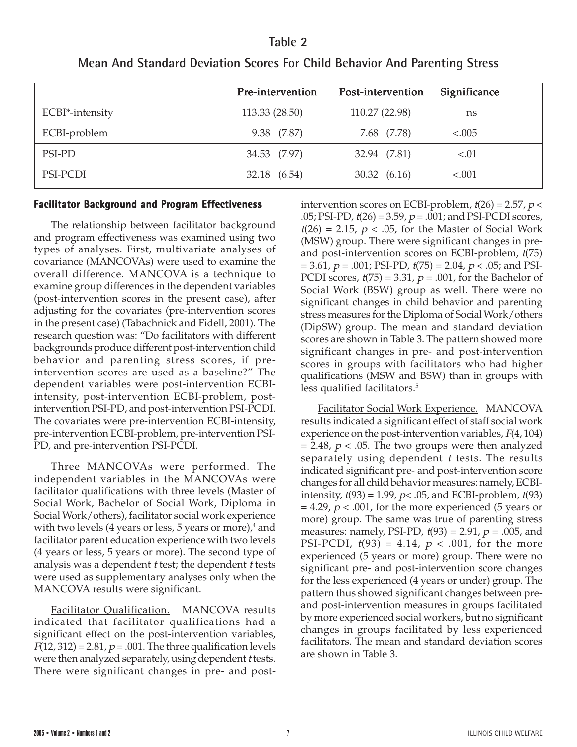**Table 2**

**Mean And Standard Deviation Scores For Child Behavior And Parenting Stress**

| | Pre-intervention | Post-intervention | Significance |
|---|---|---|---|
| ECBI*-intensity | 113.33 (28.50) | 110.27 (22.98) | ns |
| ECBI-problem | 9.38 (7.87) | 7.68 (7.78) | <.005 |
| PSI-PD | 34.53 (7.97) | 32.94 (7.81) | <.01 |
| PSI-PCDI | 32.18 (6.54) | 30.32 (6.16) | <.001 |

### Facilitator Background and Program Effectiveness

The relationship between facilitator background and program effectiveness was examined using two types of analyses. First, multivariate analyses of covariance (MANCOVAs) were used to examine the overall difference. MANCOVA is a technique to examine group differences in the dependent variables (post-intervention scores in the present case), after adjusting for the covariates (pre-intervention scores in the present case) (Tabachnick and Fidell, 2001). The research question was: "Do facilitators with different backgrounds produce different post-intervention child behavior and parenting stress scores, if pre-intervention scores are used as a baseline?" The dependent variables were post-intervention ECBI-intensity, post-intervention ECBI-problem, post-intervention PSI-PD, and post-intervention PSI-PCDI. The covariates were pre-intervention ECBI-intensity, pre-intervention ECBI-problem, pre-intervention PSI-PD, and pre-intervention PSI-PCDI.

Three MANCOVAs were performed. The independent variables in the MANCOVAs were facilitator qualifications with three levels (Master of Social Work, Bachelor of Social Work, Diploma in Social Work/others), facilitator social work experience with two levels (4 years or less, 5 years or more),[4] and facilitator parent education experience with two levels (4 years or less, 5 years or more). The second type of analysis was a dependent *t* test; the dependent *t* tests were used as supplementary analyses only when the MANCOVA results were significant.

Facilitator Qualification. MANCOVA results indicated that facilitator qualifications had a significant effect on the post-intervention variables, $F(12, 312) = 2.81$, $p = .001$. The three qualification levels were then analyzed separately, using dependent *t* tests. There were significant changes in pre- and post-intervention scores on ECBI-problem, $t(26) = 2.57$, $p < .05$; PSI-PD, $t(26) = 3.59$, $p = .001$; and PSI-PCDI scores, $t(26) = 2.15$, $p < .05$, for the Master of Social Work (MSW) group. There were significant changes in pre- and post-intervention scores on ECBI-problem, $t(75) = 3.61$, $p = .001$; PSI-PD, $t(75) = 2.04$, $p < .05$; and PSI-PCDI scores, $t(75) = 3.31$, $p = .001$, for the Bachelor of Social Work (BSW) group as well. There were no significant changes in child behavior and parenting stress measures for the Diploma of Social Work/others (DipSW) group. The mean and standard deviation scores are shown in Table 3. The pattern showed more significant changes in pre- and post-intervention scores in groups with facilitators who had higher qualifications (MSW and BSW) than in groups with less qualified facilitators.[5]

Facilitator Social Work Experience. MANCOVA results indicated a significant effect of staff social work experience on the post-intervention variables, $F(4, 104) = 2.48$, $p < .05$. The two groups were then analyzed separately using dependent *t* tests. The results indicated significant pre- and post-intervention score changes for all child behavior measures: namely, ECBI-intensity, $t(93) = 1.99$, $p < .05$, and ECBI-problem, $t(93) = 4.29$, $p < .001$, for the more experienced (5 years or more) group. The same was true of parenting stress measures: namely, PSI-PD, $t(93) = 2.91$, $p = .005$, and PSI-PCDI, $t(93) = 4.14$, $p < .001$, for the more experienced (5 years or more) group. There were no significant pre- and post-intervention score changes for the less experienced (4 years or under) group. The pattern thus showed significant changes between pre- and post-intervention measures in groups facilitated by more experienced social workers, but no significant changes in groups facilitated by less experienced facilitators. The mean and standard deviation scores are shown in Table 3.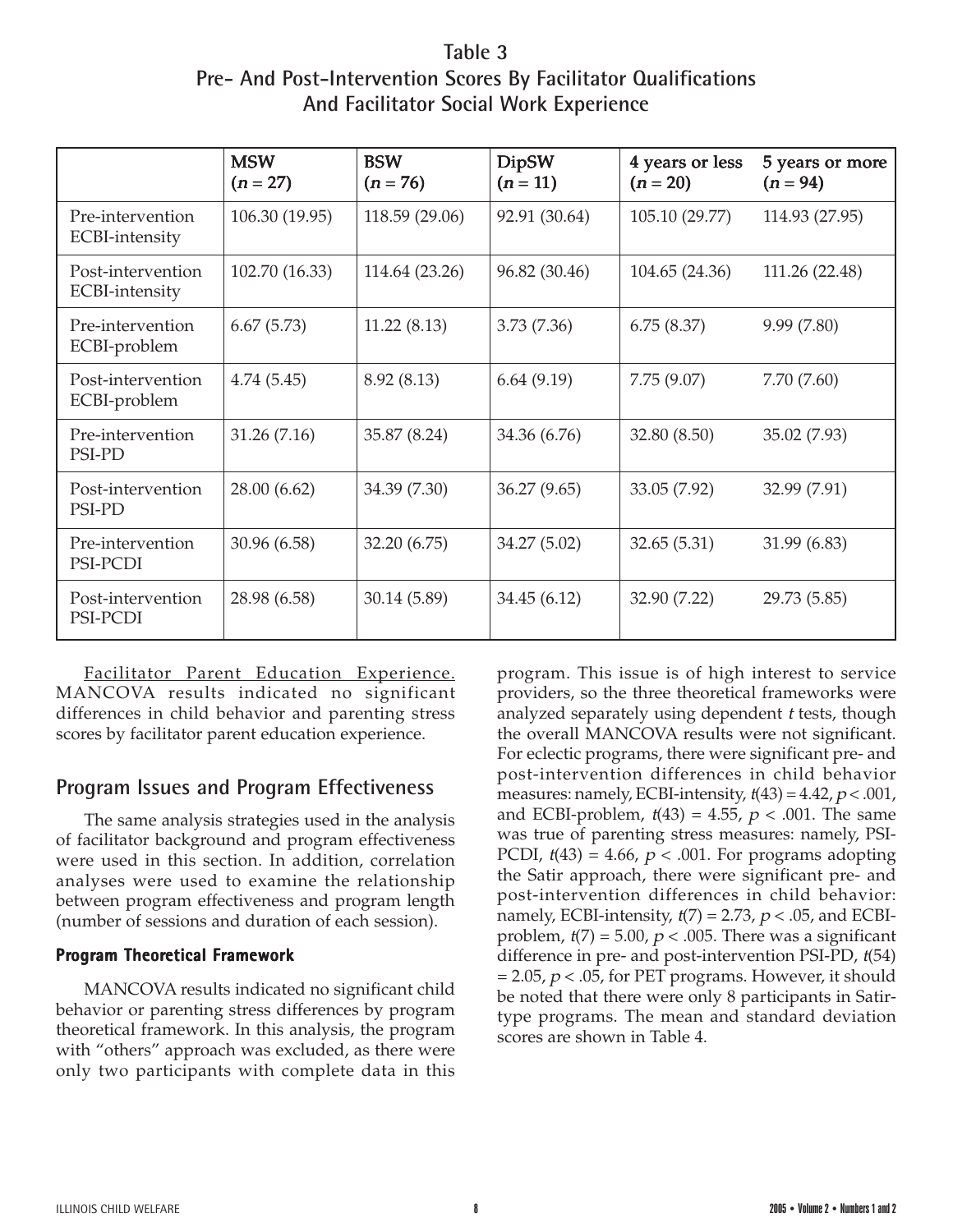**Table 3**
**Pre- And Post-Intervention Scores By Facilitator Qualifications And Facilitator Social Work Experience**

| | MSW ($n = 27$) | BSW ($n = 76$) | DipSW ($n = 11$) | 4 years or less ($n = 20$) | 5 years or more ($n = 94$) |
|---|---|---|---|---|---|
| Pre-intervention ECBI-intensity | 106.30 (19.95) | 118.59 (29.06) | 92.91 (30.64) | 105.10 (29.77) | 114.93 (27.95) |
| Post-intervention ECBI-intensity | 102.70 (16.33) | 114.64 (23.26) | 96.82 (30.46) | 104.65 (24.36) | 111.26 (22.48) |
| Pre-intervention ECBI-problem | 6.67 (5.73) | 11.22 (8.13) | 3.73 (7.36) | 6.75 (8.37) | 9.99 (7.80) |
| Post-intervention ECBI-problem | 4.74 (5.45) | 8.92 (8.13) | 6.64 (9.19) | 7.75 (9.07) | 7.70 (7.60) |
| Pre-intervention PSI-PD | 31.26 (7.16) | 35.87 (8.24) | 34.36 (6.76) | 32.80 (8.50) | 35.02 (7.93) |
| Post-intervention PSI-PD | 28.00 (6.62) | 34.39 (7.30) | 36.27 (9.65) | 33.05 (7.92) | 32.99 (7.91) |
| Pre-intervention PSI-PCDI | 30.96 (6.58) | 32.20 (6.75) | 34.27 (5.02) | 32.65 (5.31) | 31.99 (6.83) |
| Post-intervention PSI-PCDI | 28.98 (6.58) | 30.14 (5.89) | 34.45 (6.12) | 32.90 (7.22) | 29.73 (5.85) |

Facilitator Parent Education Experience. MANCOVA results indicated no significant differences in child behavior and parenting stress scores by facilitator parent education experience.

## Program Issues and Program Effectiveness

The same analysis strategies used in the analysis of facilitator background and program effectiveness were used in this section. In addition, correlation analyses were used to examine the relationship between program effectiveness and program length (number of sessions and duration of each session).

### Program Theoretical Framework

MANCOVA results indicated no significant child behavior or parenting stress differences by program theoretical framework. In this analysis, the program with "others" approach was excluded, as there were only two participants with complete data in this program. This issue is of high interest to service providers, so the three theoretical frameworks were analyzed separately using dependent *t* tests, though the overall MANCOVA results were not significant. For eclectic programs, there were significant pre- and post-intervention differences in child behavior measures: namely, ECBI-intensity, $t(43) = 4.42$, $p < .001$, and ECBI-problem, $t(43) = 4.55$, $p < .001$. The same was true of parenting stress measures: namely, PSI-PCDI, $t(43) = 4.66$, $p < .001$. For programs adopting the Satir approach, there were significant pre- and post-intervention differences in child behavior: namely, ECBI-intensity, $t(7) = 2.73$, $p < .05$, and ECBI-problem, $t(7) = 5.00$, $p < .005$. There was a significant difference in pre- and post-intervention PSI-PD, $t(54) = 2.05$, $p < .05$, for PET programs. However, it should be noted that there were only 8 participants in Satir-type programs. The mean and standard deviation scores are shown in Table 4.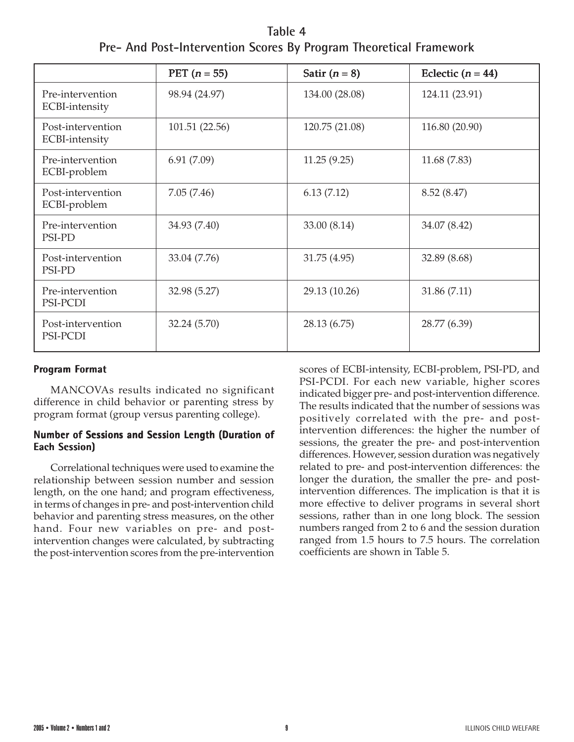**Table 4**
**Pre- And Post-Intervention Scores By Program Theoretical Framework**

| | PET ($n$ = 55) | Satir ($n$ = 8) | Eclectic ($n$ = 44) |
|---|---|---|---|
| Pre-intervention ECBI-intensity | 98.94 (24.97) | 134.00 (28.08) | 124.11 (23.91) |
| Post-intervention ECBI-intensity | 101.51 (22.56) | 120.75 (21.08) | 116.80 (20.90) |
| Pre-intervention ECBI-problem | 6.91 (7.09) | 11.25 (9.25) | 11.68 (7.83) |
| Post-intervention ECBI-problem | 7.05 (7.46) | 6.13 (7.12) | 8.52 (8.47) |
| Pre-intervention PSI-PD | 34.93 (7.40) | 33.00 (8.14) | 34.07 (8.42) |
| Post-intervention PSI-PD | 33.04 (7.76) | 31.75 (4.95) | 32.89 (8.68) |
| Pre-intervention PSI-PCDI | 32.98 (5.27) | 29.13 (10.26) | 31.86 (7.11) |
| Post-intervention PSI-PCDI | 32.24 (5.70) | 28.13 (6.75) | 28.77 (6.39) |

### Program Format

MANCOVAs results indicated no significant difference in child behavior or parenting stress by program format (group versus parenting college).

### Number of Sessions and Session Length (Duration of Each Session)

Correlational techniques were used to examine the relationship between session number and session length, on the one hand; and program effectiveness, in terms of changes in pre- and post-intervention child behavior and parenting stress measures, on the other hand. Four new variables on pre- and post-intervention changes were calculated, by subtracting the post-intervention scores from the pre-intervention scores of ECBI-intensity, ECBI-problem, PSI-PD, and PSI-PCDI. For each new variable, higher scores indicated bigger pre- and post-intervention difference. The results indicated that the number of sessions was positively correlated with the pre- and post-intervention differences: the higher the number of sessions, the greater the pre- and post-intervention differences. However, session duration was negatively related to pre- and post-intervention differences: the longer the duration, the smaller the pre- and post-intervention differences. The implication is that it is more effective to deliver programs in several short sessions, rather than in one long block. The session numbers ranged from 2 to 6 and the session duration ranged from 1.5 hours to 7.5 hours. The correlation coefficients are shown in Table 5.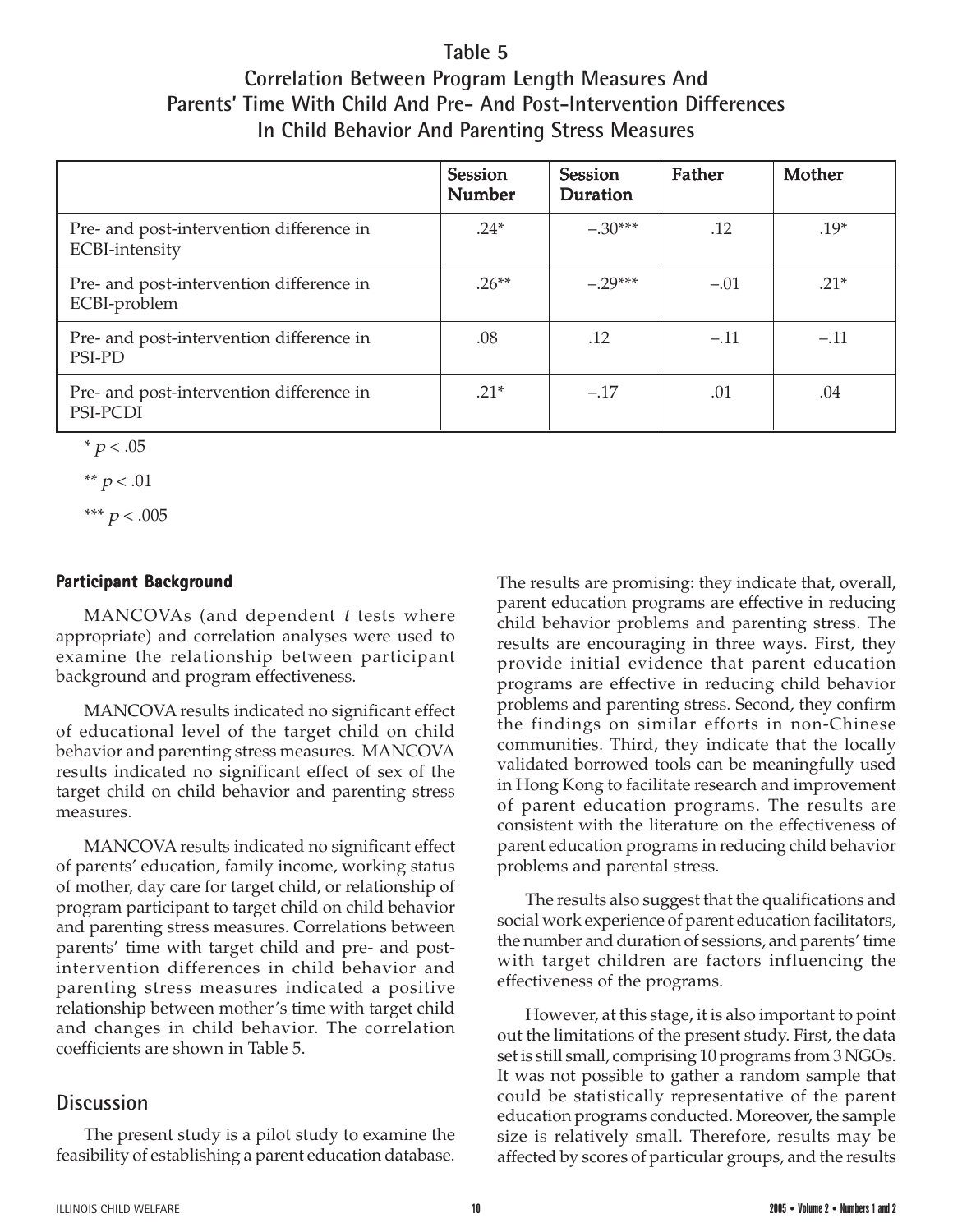**Table 5**
**Correlation Between Program Length Measures And Parents' Time With Child And Pre- And Post-Intervention Differences In Child Behavior And Parenting Stress Measures**

| | Session Number | Session Duration | Father | Mother |
|---|---|---|---|---|
| Pre- and post-intervention difference in ECBI-intensity | .24* | –.30*** | .12 | .19* |
| Pre- and post-intervention difference in ECBI-problem | .26** | –.29*** | –.01 | .21* |
| Pre- and post-intervention difference in PSI-PD | .08 | .12 | –.11 | –.11 |
| Pre- and post-intervention difference in PSI-PCDI | .21* | –.17 | .01 | .04 |

\* $p < .05$

\*\* $p < .01$

\*\*\* $p < .005$

### Participant Background

MANCOVAs (and dependent *t* tests where appropriate) and correlation analyses were used to examine the relationship between participant background and program effectiveness.

MANCOVA results indicated no significant effect of educational level of the target child on child behavior and parenting stress measures. MANCOVA results indicated no significant effect of sex of the target child on child behavior and parenting stress measures.

MANCOVA results indicated no significant effect of parents' education, family income, working status of mother, day care for target child, or relationship of program participant to target child on child behavior and parenting stress measures. Correlations between parents' time with target child and pre- and post-intervention differences in child behavior and parenting stress measures indicated a positive relationship between mother's time with target child and changes in child behavior. The correlation coefficients are shown in Table 5.

## Discussion

The present study is a pilot study to examine the feasibility of establishing a parent education database. The results are promising: they indicate that, overall, parent education programs are effective in reducing child behavior problems and parenting stress. The results are encouraging in three ways. First, they provide initial evidence that parent education programs are effective in reducing child behavior problems and parenting stress. Second, they confirm the findings on similar efforts in non-Chinese communities. Third, they indicate that the locally validated borrowed tools can be meaningfully used in Hong Kong to facilitate research and improvement of parent education programs. The results are consistent with the literature on the effectiveness of parent education programs in reducing child behavior problems and parental stress.

The results also suggest that the qualifications and social work experience of parent education facilitators, the number and duration of sessions, and parents' time with target children are factors influencing the effectiveness of the programs.

However, at this stage, it is also important to point out the limitations of the present study. First, the data set is still small, comprising 10 programs from 3 NGOs. It was not possible to gather a random sample that could be statistically representative of the parent education programs conducted. Moreover, the sample size is relatively small. Therefore, results may be affected by scores of particular groups, and the results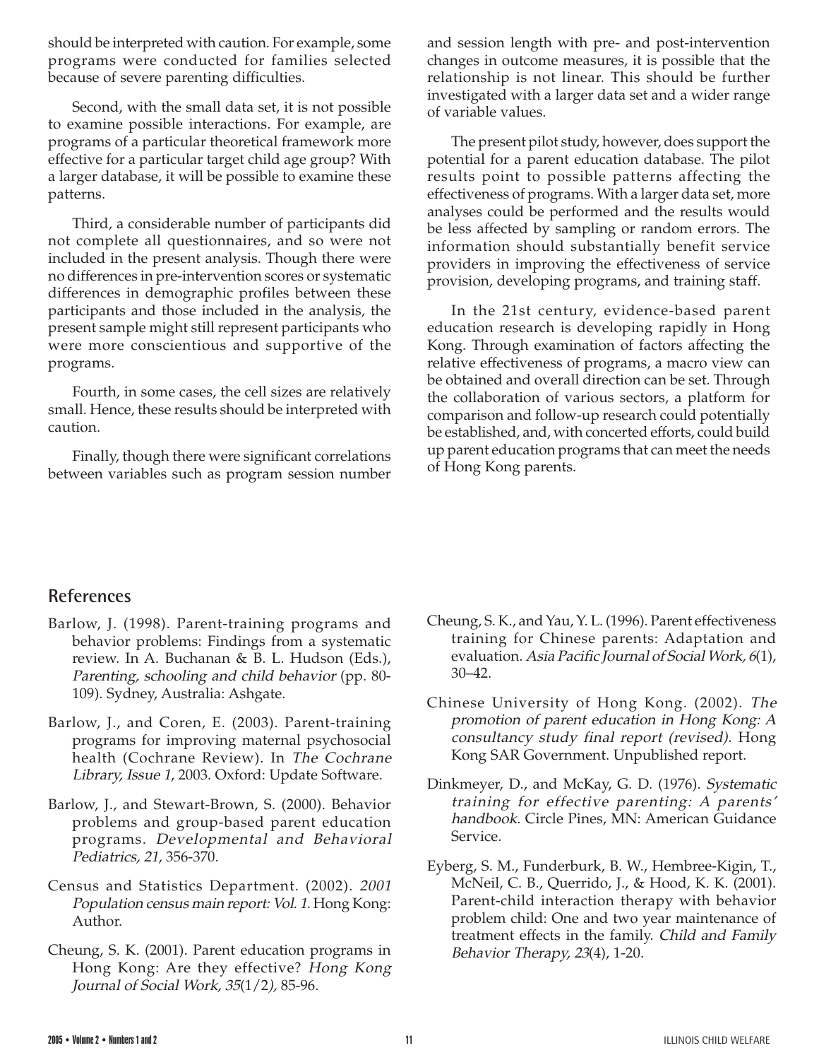should be interpreted with caution. For example, some programs were conducted for families selected because of severe parenting difficulties.

Second, with the small data set, it is not possible to examine possible interactions. For example, are programs of a particular theoretical framework more effective for a particular target child age group? With a larger database, it will be possible to examine these patterns.

Third, a considerable number of participants did not complete all questionnaires, and so were not included in the present analysis. Though there were no differences in pre-intervention scores or systematic differences in demographic profiles between these participants and those included in the analysis, the present sample might still represent participants who were more conscientious and supportive of the programs.

Fourth, in some cases, the cell sizes are relatively small. Hence, these results should be interpreted with caution.

Finally, though there were significant correlations between variables such as program session number and session length with pre- and post-intervention changes in outcome measures, it is possible that the relationship is not linear. This should be further investigated with a larger data set and a wider range of variable values.

The present pilot study, however, does support the potential for a parent education database. The pilot results point to possible patterns affecting the effectiveness of programs. With a larger data set, more analyses could be performed and the results would be less affected by sampling or random errors. The information should substantially benefit service providers in improving the effectiveness of service provision, developing programs, and training staff.

In the 21st century, evidence-based parent education research is developing rapidly in Hong Kong. Through examination of factors affecting the relative effectiveness of programs, a macro view can be obtained and overall direction can be set. Through the collaboration of various sectors, a platform for comparison and follow-up research could potentially be established, and, with concerted efforts, could build up parent education programs that can meet the needs of Hong Kong parents.

## References

Barlow, J. (1998). Parent-training programs and behavior problems: Findings from a systematic review. In A. Buchanan & B. L. Hudson (Eds.), *Parenting, schooling and child behavior* (pp. 80-109). Sydney, Australia: Ashgate.

Barlow, J., and Coren, E. (2003). Parent-training programs for improving maternal psychosocial health (Cochrane Review). In *The Cochrane Library, Issue 1*, 2003. Oxford: Update Software.

Barlow, J., and Stewart-Brown, S. (2000). Behavior problems and group-based parent education programs. *Developmental and Behavioral Pediatrics, 21*, 356-370.

Census and Statistics Department. (2002). *2001 Population census main report: Vol. 1*. Hong Kong: Author.

Cheung, S. K. (2001). Parent education programs in Hong Kong: Are they effective? *Hong Kong Journal of Social Work, 35*(1/2*)*, 85-96.

Cheung, S. K., and Yau, Y. L. (1996). Parent effectiveness training for Chinese parents: Adaptation and evaluation. *Asia Pacific Journal of Social Work, 6*(1), 30–42.

Chinese University of Hong Kong. (2002). *The promotion of parent education in Hong Kong: A consultancy study final report (revised)*. Hong Kong SAR Government. Unpublished report.

Dinkmeyer, D., and McKay, G. D. (1976). *Systematic training for effective parenting: A parents' handbook*. Circle Pines, MN: American Guidance Service.

Eyberg, S. M., Funderburk, B. W., Hembree-Kigin, T., McNeil, C. B., Querrido, J., & Hood, K. K. (2001). Parent-child interaction therapy with behavior problem child: One and two year maintenance of treatment effects in the family. *Child and Family Behavior Therapy, 23*(4), 1-20.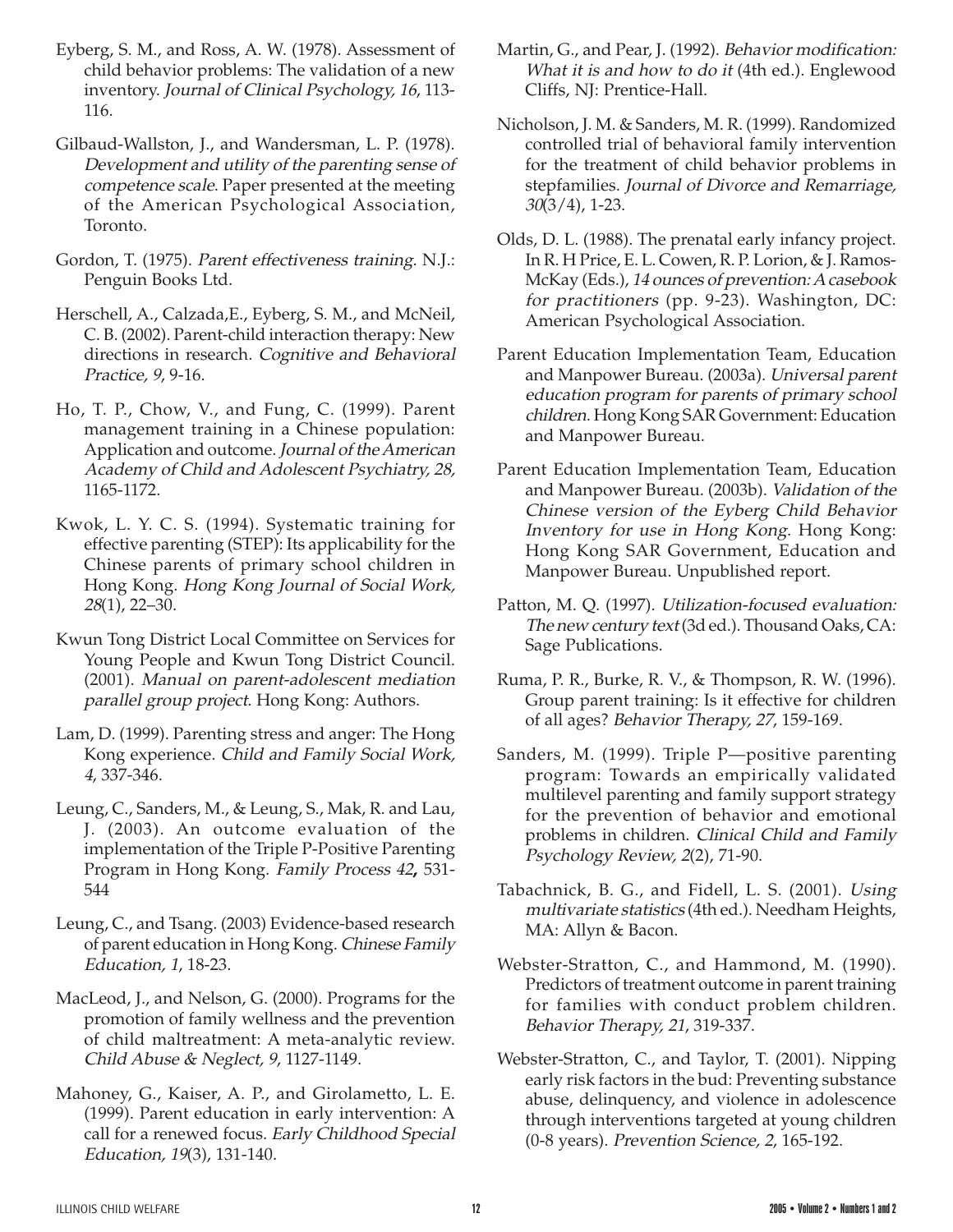Eyberg, S. M., and Ross, A. W. (1978). Assessment of child behavior problems: The validation of a new inventory. *Journal of Clinical Psychology, 16*, 113-116.

Gilbaud-Wallston, J., and Wandersman, L. P. (1978). *Development and utility of the parenting sense of competence scale*. Paper presented at the meeting of the American Psychological Association, Toronto.

Gordon, T. (1975). *Parent effectiveness training*. N.J.: Penguin Books Ltd.

Herschell, A., Calzada,E., Eyberg, S. M., and McNeil, C. B. (2002). Parent-child interaction therapy: New directions in research. *Cognitive and Behavioral Practice, 9*, 9-16.

Ho, T. P., Chow, V., and Fung, C. (1999). Parent management training in a Chinese population: Application and outcome. *Journal of the American Academy of Child and Adolescent Psychiatry, 28,* 1165-1172.

Kwok, L. Y. C. S. (1994). Systematic training for effective parenting (STEP): Its applicability for the Chinese parents of primary school children in Hong Kong. *Hong Kong Journal of Social Work, 28*(1), 22–30.

Kwun Tong District Local Committee on Services for Young People and Kwun Tong District Council. (2001). *Manual on parent-adolescent mediation parallel group project*. Hong Kong: Authors.

Lam, D. (1999). Parenting stress and anger: The Hong Kong experience. *Child and Family Social Work, 4*, 337-346.

Leung, C., Sanders, M., & Leung, S., Mak, R. and Lau, J. (2003). An outcome evaluation of the implementation of the Triple P-Positive Parenting Program in Hong Kong. *Family Process 42***,** 531-544

Leung, C., and Tsang. (2003) Evidence-based research of parent education in Hong Kong. *Chinese Family Education, 1*, 18-23.

MacLeod, J., and Nelson, G. (2000). Programs for the promotion of family wellness and the prevention of child maltreatment: A meta-analytic review. *Child Abuse & Neglect, 9*, 1127-1149.

Mahoney, G., Kaiser, A. P., and Girolametto, L. E. (1999). Parent education in early intervention: A call for a renewed focus. *Early Childhood Special Education, 19*(3), 131-140.

Martin, G., and Pear, J. (1992). *Behavior modification: What it is and how to do it* (4th ed.). Englewood Cliffs, NJ: Prentice-Hall.

Nicholson, J. M. & Sanders, M. R. (1999). Randomized controlled trial of behavioral family intervention for the treatment of child behavior problems in stepfamilies. *Journal of Divorce and Remarriage, 30*(3/4), 1-23.

Olds, D. L. (1988). The prenatal early infancy project. In R. H Price, E. L. Cowen, R. P. Lorion, & J. Ramos-McKay (Eds.), *14 ounces of prevention: A casebook for practitioners* (pp. 9-23). Washington, DC: American Psychological Association.

Parent Education Implementation Team, Education and Manpower Bureau. (2003a). *Universal parent education program for parents of primary school children*. Hong Kong SAR Government: Education and Manpower Bureau.

Parent Education Implementation Team, Education and Manpower Bureau. (2003b). *Validation of the Chinese version of the Eyberg Child Behavior Inventory for use in Hong Kong*. Hong Kong: Hong Kong SAR Government, Education and Manpower Bureau. Unpublished report.

Patton, M. Q. (1997). *Utilization-focused evaluation: The new century text* (3d ed.). Thousand Oaks, CA: Sage Publications.

Ruma, P. R., Burke, R. V., & Thompson, R. W. (1996). Group parent training: Is it effective for children of all ages? *Behavior Therapy, 27*, 159-169.

Sanders, M. (1999). Triple P—positive parenting program: Towards an empirically validated multilevel parenting and family support strategy for the prevention of behavior and emotional problems in children. *Clinical Child and Family Psychology Review, 2*(2), 71-90.

Tabachnick, B. G., and Fidell, L. S. (2001). *Using multivariate statistics* (4th ed.). Needham Heights, MA: Allyn & Bacon.

Webster-Stratton, C., and Hammond, M. (1990). Predictors of treatment outcome in parent training for families with conduct problem children. *Behavior Therapy, 21*, 319-337.

Webster-Stratton, C., and Taylor, T. (2001). Nipping early risk factors in the bud: Preventing substance abuse, delinquency, and violence in adolescence through interventions targeted at young children (0-8 years). *Prevention Science, 2*, 165-192.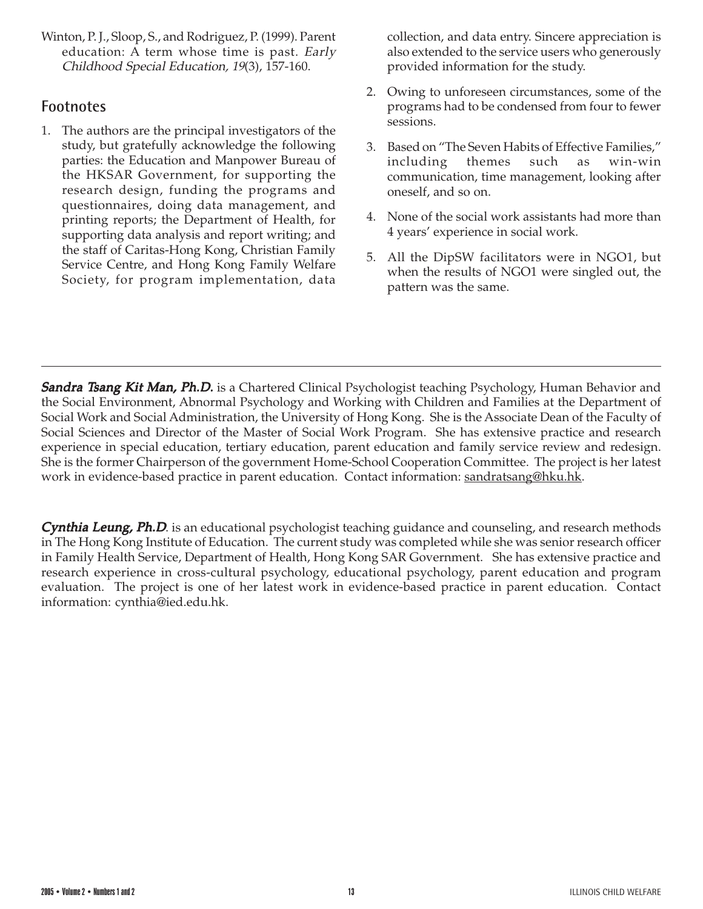Winton, P. J., Sloop, S., and Rodriguez, P. (1999). Parent education: A term whose time is past. *Early Childhood Special Education, 19*(3), 157-160.

## Footnotes

1. The authors are the principal investigators of the study, but gratefully acknowledge the following parties: the Education and Manpower Bureau of the HKSAR Government, for supporting the research design, funding the programs and questionnaires, doing data management, and printing reports; the Department of Health, for supporting data analysis and report writing; and the staff of Caritas-Hong Kong, Christian Family Service Centre, and Hong Kong Family Welfare Society, for program implementation, data collection, and data entry. Sincere appreciation is also extended to the service users who generously provided information for the study.
2. Owing to unforeseen circumstances, some of the programs had to be condensed from four to fewer sessions.
3. Based on "The Seven Habits of Effective Families," including themes such as win-win communication, time management, looking after oneself, and so on.
4. None of the social work assistants had more than 4 years' experience in social work.
5. All the DipSW facilitators were in NGO1, but when the results of NGO1 were singled out, the pattern was the same.

---

***Sandra Tsang Kit Man, Ph.D.*** is a Chartered Clinical Psychologist teaching Psychology, Human Behavior and the Social Environment, Abnormal Psychology and Working with Children and Families at the Department of Social Work and Social Administration, the University of Hong Kong. She is the Associate Dean of the Faculty of Social Sciences and Director of the Master of Social Work Program. She has extensive practice and research experience in special education, tertiary education, parent education and family service review and redesign. She is the former Chairperson of the government Home-School Cooperation Committee. The project is her latest work in evidence-based practice in parent education. Contact information: sandratsang@hku.hk.

***Cynthia Leung, Ph.D***. is an educational psychologist teaching guidance and counseling, and research methods in The Hong Kong Institute of Education. The current study was completed while she was senior research officer in Family Health Service, Department of Health, Hong Kong SAR Government. She has extensive practice and research experience in cross-cultural psychology, educational psychology, parent education and program evaluation. The project is one of her latest work in evidence-based practice in parent education. Contact information: cynthia@ied.edu.hk.